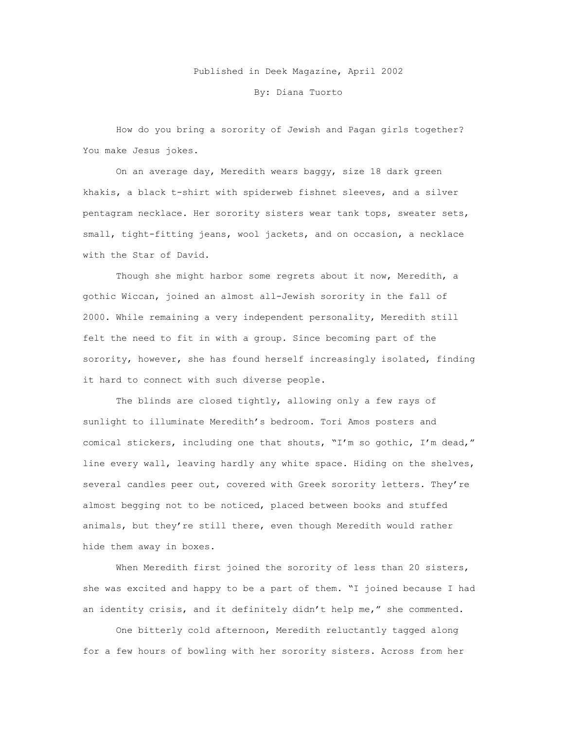Published in Deek Magazine, April 2002

By: Diana Tuorto

How do you bring a sorority of Jewish and Pagan girls together? You make Jesus jokes.

On an average day, Meredith wears baggy, size 18 dark green khakis, a black t-shirt with spiderweb fishnet sleeves, and a silver pentagram necklace. Her sorority sisters wear tank tops, sweater sets, small, tight-fitting jeans, wool jackets, and on occasion, a necklace with the Star of David.

Though she might harbor some regrets about it now, Meredith, a gothic Wiccan, joined an almost all-Jewish sorority in the fall of 2000. While remaining a very independent personality, Meredith still felt the need to fit in with a group. Since becoming part of the sorority, however, she has found herself increasingly isolated, finding it hard to connect with such diverse people.

The blinds are closed tightly, allowing only a few rays of sunlight to illuminate Meredith's bedroom. Tori Amos posters and comical stickers, including one that shouts, "I'm so gothic, I'm dead," line every wall, leaving hardly any white space. Hiding on the shelves, several candles peer out, covered with Greek sorority letters. They're almost begging not to be noticed, placed between books and stuffed animals, but they're still there, even though Meredith would rather hide them away in boxes.

When Meredith first joined the sorority of less than 20 sisters, she was excited and happy to be a part of them. "I joined because I had an identity crisis, and it definitely didn't help me," she commented.

One bitterly cold afternoon, Meredith reluctantly tagged along for a few hours of bowling with her sorority sisters. Across from her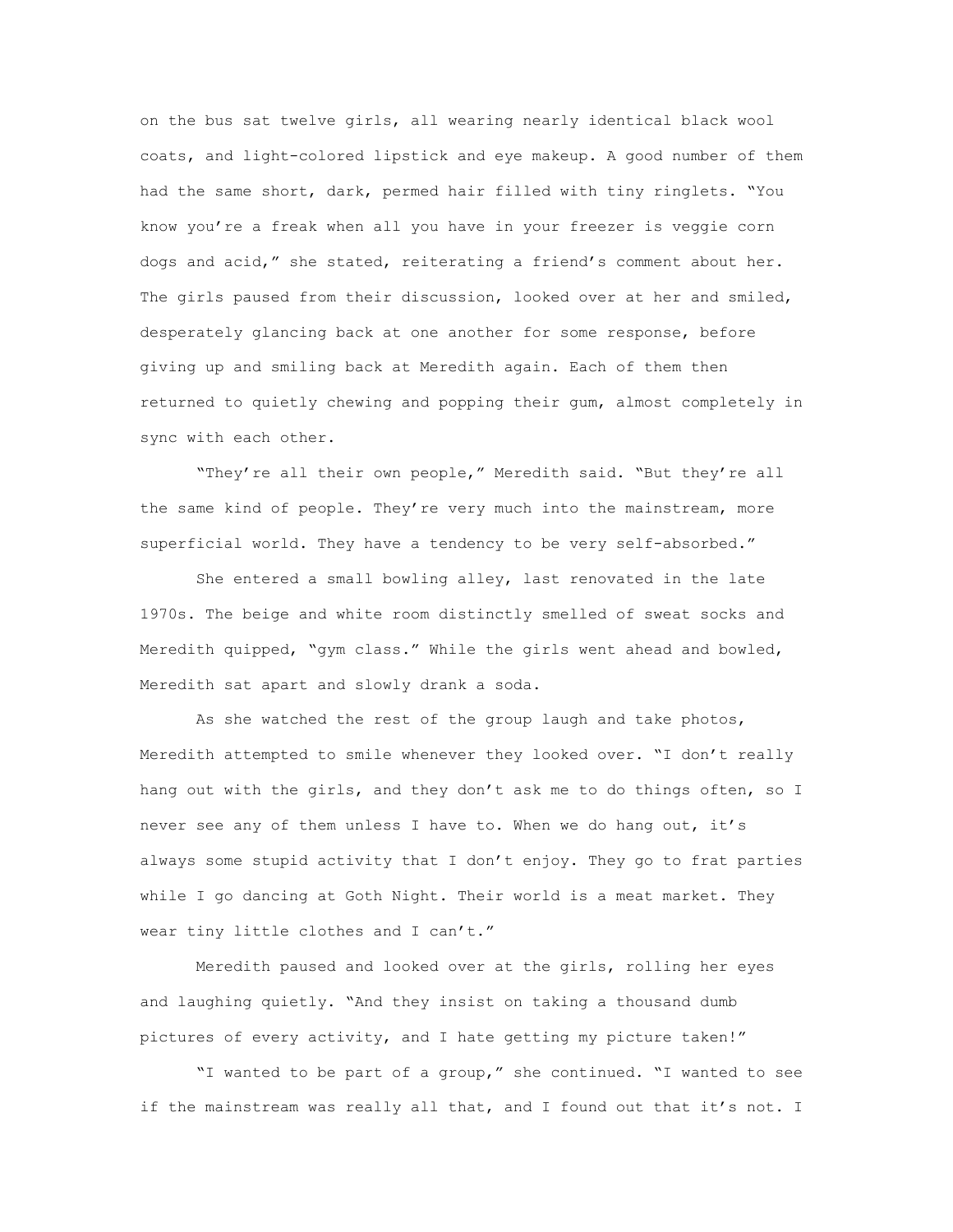on the bus sat twelve girls, all wearing nearly identical black wool coats, and light-colored lipstick and eye makeup. A good number of them had the same short, dark, permed hair filled with tiny ringlets. "You know you're a freak when all you have in your freezer is veggie corn dogs and acid," she stated, reiterating a friend's comment about her. The girls paused from their discussion, looked over at her and smiled, desperately glancing back at one another for some response, before giving up and smiling back at Meredith again. Each of them then returned to quietly chewing and popping their gum, almost completely in sync with each other.

"They're all their own people," Meredith said. "But they're all the same kind of people. They're very much into the mainstream, more superficial world. They have a tendency to be very self-absorbed."

She entered a small bowling alley, last renovated in the late 1970s. The beige and white room distinctly smelled of sweat socks and Meredith quipped, "gym class." While the girls went ahead and bowled, Meredith sat apart and slowly drank a soda.

As she watched the rest of the group laugh and take photos, Meredith attempted to smile whenever they looked over. "I don't really hang out with the girls, and they don't ask me to do things often, so I never see any of them unless I have to. When we do hang out, it's always some stupid activity that I don't enjoy. They go to frat parties while I go dancing at Goth Night. Their world is a meat market. They wear tiny little clothes and I can't."

Meredith paused and looked over at the girls, rolling her eyes and laughing quietly. "And they insist on taking a thousand dumb pictures of every activity, and I hate getting my picture taken!"

"I wanted to be part of a group," she continued. "I wanted to see if the mainstream was really all that, and I found out that it's not. I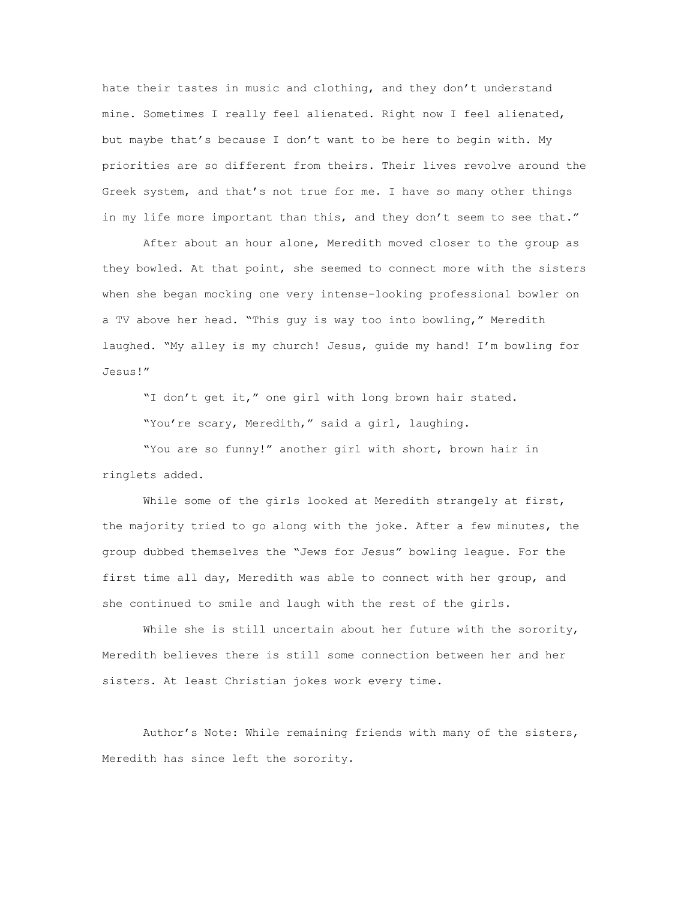hate their tastes in music and clothing, and they don't understand mine. Sometimes I really feel alienated. Right now I feel alienated, but maybe that's because I don't want to be here to begin with. My priorities are so different from theirs. Their lives revolve around the Greek system, and that's not true for me. I have so many other things in my life more important than this, and they don't seem to see that."

After about an hour alone, Meredith moved closer to the group as they bowled. At that point, she seemed to connect more with the sisters when she began mocking one very intense-looking professional bowler on a TV above her head. "This guy is way too into bowling," Meredith laughed. "My alley is my church! Jesus, guide my hand! I'm bowling for Jesus!"

"I don't get it," one girl with long brown hair stated.

"You're scary, Meredith," said a girl, laughing.

"You are so funny!" another girl with short, brown hair in ringlets added.

While some of the girls looked at Meredith strangely at first, the majority tried to go along with the joke. After a few minutes, the group dubbed themselves the "Jews for Jesus" bowling league. For the first time all day, Meredith was able to connect with her group, and she continued to smile and laugh with the rest of the girls.

While she is still uncertain about her future with the sorority, Meredith believes there is still some connection between her and her sisters. At least Christian jokes work every time.

Author's Note: While remaining friends with many of the sisters, Meredith has since left the sorority.